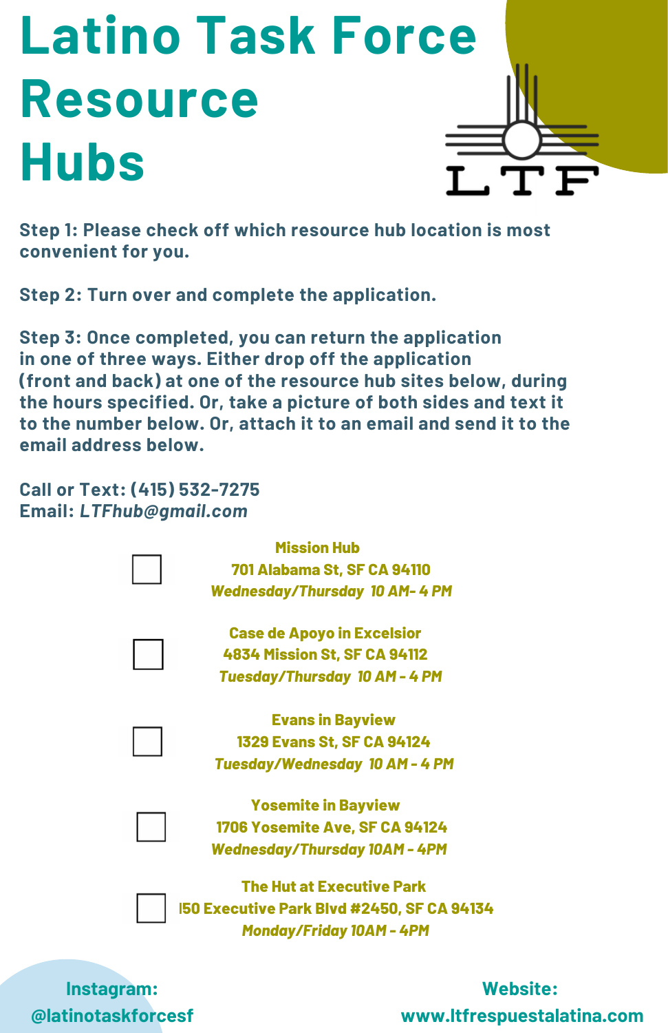# Latino Task Force Resource Hubs

**Step 1: Please check off which resource hub location is most convenient for you.**

**Step 2: Turn over and complete the application.**

**Step 3: Once completed, you can return the application in one of three ways. Either drop off the application (front and back) at one of the resource hub sites below, during the hours specified. Or, take a picture of both sides and text it to the number below. Or, attach it to an email and send it to the email address below.**

**Call or Text: (415) 532-7275**
**Email:** ***LTFhub@gmail.com***

- ☐ **Mission Hub**
  **701 Alabama St, SF CA 94110**
  ***Wednesday/Thursday 10 AM- 4 PM***

- ☐ **Case de Apoyo in Excelsior**
  **4834 Mission St, SF CA 94112**
  ***Tuesday/Thursday 10 AM - 4 PM***

- ☐ **Evans in Bayview**
  **1329 Evans St, SF CA 94124**
  ***Tuesday/Wednesday 10 AM - 4 PM***

- ☐ **Yosemite in Bayview**
  **1706 Yosemite Ave, SF CA 94124**
  ***Wednesday/Thursday 10AM - 4PM***

- ☐ **The Hut at Executive Park**
  **150 Executive Park Blvd #2450, SF CA 94134**
  ***Monday/Friday 10AM - 4PM***

**Instagram: @latinotaskforcesf**

**Website: www.ltfrespuestalatina.com**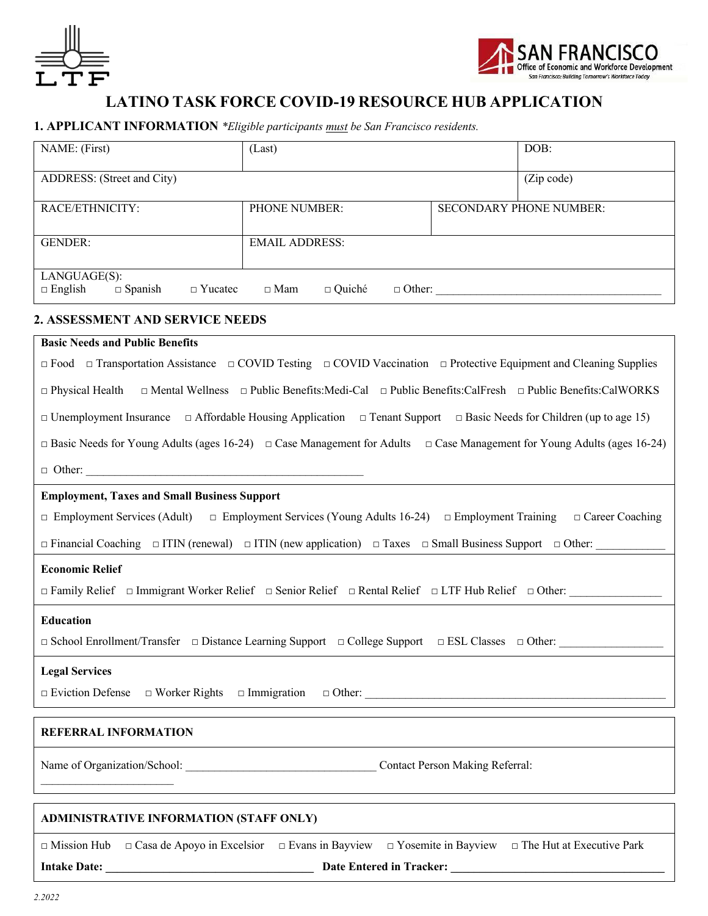LTF

SAN FRANCISCO
Office of Economic and Workforce Development
San Francisco: Building Tomorrow's Workforce Today

# LATINO TASK FORCE COVID-19 RESOURCE HUB APPLICATION

## 1. APPLICANT INFORMATION *\*Eligible participants must be San Francisco residents.*

| | | | |
|---|---|---|---|
| NAME: (First) | (Last) | | DOB: |
| ADDRESS: (Street and City) | | | (Zip code) |
| RACE/ETHNICITY: | PHONE NUMBER: | SECONDARY PHONE NUMBER: | |
| GENDER: | EMAIL ADDRESS: | | |
| LANGUAGE(S): □ English □ Spanish □ Yucatec □ Mam □ Quiché □ Other: ______________________________________ | | | |

## 2. ASSESSMENT AND SERVICE NEEDS

**Basic Needs and Public Benefits**

□ Food □ Transportation Assistance □ COVID Testing □ COVID Vaccination □ Protective Equipment and Cleaning Supplies

□ Physical Health □ Mental Wellness □ Public Benefits:Medi-Cal □ Public Benefits:CalFresh □ Public Benefits:CalWORKS

□ Unemployment Insurance □ Affordable Housing Application □ Tenant Support □ Basic Needs for Children (up to age 15)

□ Basic Needs for Young Adults (ages 16-24) □ Case Management for Adults □ Case Management for Young Adults (ages 16-24)

□ Other: ________________________________________________

**Employment, Taxes and Small Business Support**

□ Employment Services (Adult) □ Employment Services (Young Adults 16-24) □ Employment Training □ Career Coaching

□ Financial Coaching □ ITIN (renewal) □ ITIN (new application) □ Taxes □ Small Business Support □ Other: ____________

**Economic Relief**

□ Family Relief □ Immigrant Worker Relief □ Senior Relief □ Rental Relief □ LTF Hub Relief □ Other: ________________

**Education**

□ School Enrollment/Transfer □ Distance Learning Support □ College Support □ ESL Classes □ Other: __________________

**Legal Services**

□ Eviction Defense □ Worker Rights □ Immigration □ Other: ______________________________________________________

**REFERRAL INFORMATION**

Name of Organization/School: _________________________________ Contact Person Making Referral: _______________________

**ADMINISTRATIVE INFORMATION (STAFF ONLY)**

□ Mission Hub □ Casa de Apoyo in Excelsior □ Evans in Bayview □ Yosemite in Bayview □ The Hut at Executive Park

**Intake Date: ____________________________________ Date Entered in Tracker: ______________________________________**

*2.2022*